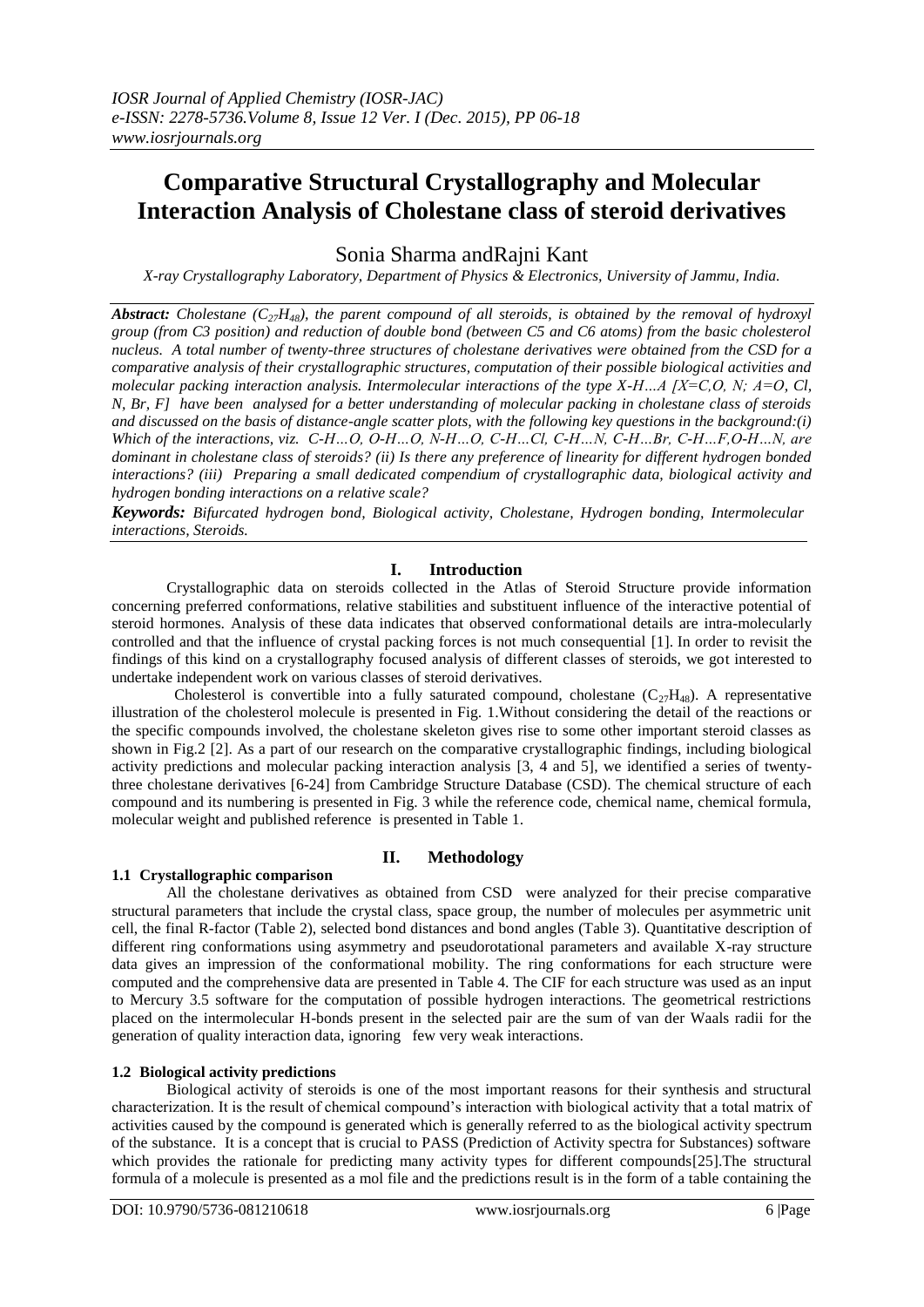# Comparative Structural Crystallography and Molecular Interaction Analysis of Cholestane class of steroid derivatives

Sonia Sharma andRajni Kant

*X-ray Crystallography Laboratory, Department of Physics & Electronics, University of Jammu, India.*

***Abstract:*** *Cholestane ($C_{27}H_{48}$), the parent compound of all steroids, is obtained by the removal of hydroxyl group (from C3 position) and reduction of double bond (between C5 and C6 atoms) from the basic cholesterol nucleus. A total number of twenty-three structures of cholestane derivatives were obtained from the CSD for a comparative analysis of their crystallographic structures, computation of their possible biological activities and molecular packing interaction analysis. Intermolecular interactions of the type X-H…A [X=C,O, N; A=O, Cl, N, Br, F] have been analysed for a better understanding of molecular packing in cholestane class of steroids and discussed on the basis of distance-angle scatter plots, with the following key questions in the background:(i) Which of the interactions, viz. C-H…O, O-H…O, N-H…O, C-H…Cl, C-H…N, C-H…Br, C-H…F,O-H…N, are dominant in cholestane class of steroids? (ii) Is there any preference of linearity for different hydrogen bonded interactions? (iii) Preparing a small dedicated compendium of crystallographic data, biological activity and hydrogen bonding interactions on a relative scale?*

***Keywords:*** *Bifurcated hydrogen bond, Biological activity, Cholestane, Hydrogen bonding, Intermolecular interactions, Steroids.*

## I. Introduction

Crystallographic data on steroids collected in the Atlas of Steroid Structure provide information concerning preferred conformations, relative stabilities and substituent influence of the interactive potential of steroid hormones. Analysis of these data indicates that observed conformational details are intra-molecularly controlled and that the influence of crystal packing forces is not much consequential [1]. In order to revisit the findings of this kind on a crystallography focused analysis of different classes of steroids, we got interested to undertake independent work on various classes of steroid derivatives.

Cholesterol is convertible into a fully saturated compound, cholestane ($C_{27}H_{48}$). A representative illustration of the cholesterol molecule is presented in Fig. 1.Without considering the detail of the reactions or the specific compounds involved, the cholestane skeleton gives rise to some other important steroid classes as shown in Fig.2 [2]. As a part of our research on the comparative crystallographic findings, including biological activity predictions and molecular packing interaction analysis [3, 4 and 5], we identified a series of twenty-three cholestane derivatives [6-24] from Cambridge Structure Database (CSD). The chemical structure of each compound and its numbering is presented in Fig. 3 while the reference code, chemical name, chemical formula, molecular weight and published reference is presented in Table 1.

## II. Methodology

### 1.1 Crystallographic comparison

All the cholestane derivatives as obtained from CSD were analyzed for their precise comparative structural parameters that include the crystal class, space group, the number of molecules per asymmetric unit cell, the final R-factor (Table 2), selected bond distances and bond angles (Table 3). Quantitative description of different ring conformations using asymmetry and pseudorotational parameters and available X-ray structure data gives an impression of the conformational mobility. The ring conformations for each structure were computed and the comprehensive data are presented in Table 4. The CIF for each structure was used as an input to Mercury 3.5 software for the computation of possible hydrogen interactions. The geometrical restrictions placed on the intermolecular H-bonds present in the selected pair are the sum of van der Waals radii for the generation of quality interaction data, ignoring few very weak interactions.

### 1.2 Biological activity predictions

Biological activity of steroids is one of the most important reasons for their synthesis and structural characterization. It is the result of chemical compound's interaction with biological activity that a total matrix of activities caused by the compound is generated which is generally referred to as the biological activity spectrum of the substance. It is a concept that is crucial to PASS (Prediction of Activity spectra for Substances) software which provides the rationale for predicting many activity types for different compounds[25].The structural formula of a molecule is presented as a mol file and the predictions result is in the form of a table containing the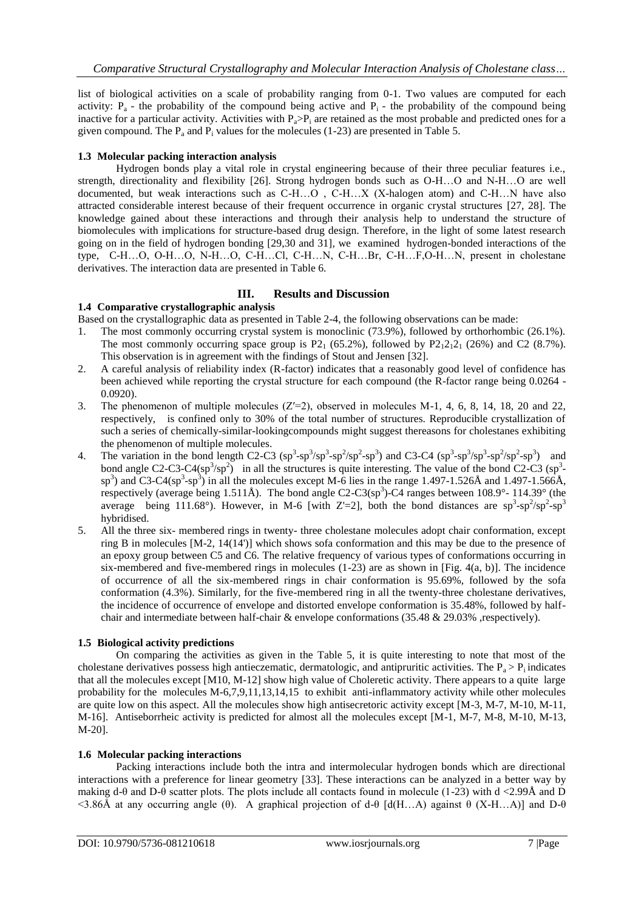list of biological activities on a scale of probability ranging from 0-1. Two values are computed for each activity: $P_a$ - the probability of the compound being active and $P_i$ - the probability of the compound being inactive for a particular activity. Activities with $P_a$>$P_i$ are retained as the most probable and predicted ones for a given compound. The $P_a$ and $P_i$ values for the molecules (1-23) are presented in Table 5.

### 1.3 Molecular packing interaction analysis

Hydrogen bonds play a vital role in crystal engineering because of their three peculiar features i.e., strength, directionality and flexibility [26]. Strong hydrogen bonds such as O-H…O and N-H…O are well documented, but weak interactions such as C-H…O , C-H…X (X-halogen atom) and C-H…N have also attracted considerable interest because of their frequent occurrence in organic crystal structures [27, 28]. The knowledge gained about these interactions and through their analysis help to understand the structure of biomolecules with implications for structure-based drug design. Therefore, in the light of some latest research going on in the field of hydrogen bonding [29,30 and 31], we examined hydrogen-bonded interactions of the type, C-H…O, O-H…O, N-H…O, C-H…Cl, C-H…N, C-H…Br, C-H…F,O-H…N, present in cholestane derivatives. The interaction data are presented in Table 6.

## III. Results and Discussion

### 1.4 Comparative crystallographic analysis

Based on the crystallographic data as presented in Table 2-4, the following observations can be made:

1. The most commonly occurring crystal system is monoclinic (73.9%), followed by orthorhombic (26.1%). The most commonly occurring space group is $P2_1$ (65.2%), followed by $P2_12_12_1$ (26%) and C2 (8.7%). This observation is in agreement with the findings of Stout and Jensen [32].
2. A careful analysis of reliability index (R-factor) indicates that a reasonably good level of confidence has been achieved while reporting the crystal structure for each compound (the R-factor range being 0.0264 - 0.0920).
3. The phenomenon of multiple molecules (Z′=2), observed in molecules M-1, 4, 6, 8, 14, 18, 20 and 22, respectively, is confined only to 30% of the total number of structures. Reproducible crystallization of such a series of chemically-similar-lookingcompounds might suggest thereasons for cholestanes exhibiting the phenomenon of multiple molecules.
4. The variation in the bond length C2-C3 ($sp^3$-$sp^3$/$sp^3$-$sp^2$/$sp^2$-$sp^3$) and C3-C4 ($sp^3$-$sp^3$/$sp^3$-$sp^2$/$sp^2$-$sp^3$) and bond angle C2-C3-C4($sp^3$/$sp^2$) in all the structures is quite interesting. The value of the bond C2-C3 ($sp^3$-$sp^3$) and C3-C4($sp^3$-$sp^3$) in all the molecules except M-6 lies in the range 1.497-1.526Å and 1.497-1.566Å, respectively (average being 1.511Å). The bond angle C2-C3($sp^3$)-C4 ranges between 108.9°- 114.39° (the average being 111.68°). However, in M-6 [with Z'=2], both the bond distances are $sp^3$-$sp^2$/$sp^2$-$sp^3$ hybridised.
5. All the three six- membered rings in twenty- three cholestane molecules adopt chair conformation, except ring B in molecules [M-2, 14(14')] which shows sofa conformation and this may be due to the presence of an epoxy group between C5 and C6. The relative frequency of various types of conformations occurring in six-membered and five-membered rings in molecules (1-23) are as shown in [Fig. 4(a, b)]. The incidence of occurrence of all the six-membered rings in chair conformation is 95.69%, followed by the sofa conformation (4.3%). Similarly, for the five-membered ring in all the twenty-three cholestane derivatives, the incidence of occurrence of envelope and distorted envelope conformation is 35.48%, followed by half-chair and intermediate between half-chair & envelope conformations (35.48 & 29.03% ,respectively).

### 1.5 Biological activity predictions

On comparing the activities as given in the Table 5, it is quite interesting to note that most of the cholestane derivatives possess high antieczematic, dermatologic, and antipruritic activities. The $P_a > P_i$ indicates that all the molecules except [M10, M-12] show high value of Choleretic activity. There appears to a quite large probability for the molecules M-6,7,9,11,13,14,15 to exhibit anti-inflammatory activity while other molecules are quite low on this aspect. All the molecules show high antisecretoric activity except [M-3, M-7, M-10, M-11, M-16]. Antiseborrheic activity is predicted for almost all the molecules except [M-1, M-7, M-8, M-10, M-13, M-20].

### 1.6 Molecular packing interactions

Packing interactions include both the intra and intermolecular hydrogen bonds which are directional interactions with a preference for linear geometry [33]. These interactions can be analyzed in a better way by making d-θ and D-θ scatter plots. The plots include all contacts found in molecule (1-23) with d <2.99Å and D <3.86Å at any occurring angle (θ). A graphical projection of d-θ [d(H…A) against θ (X-H…A)] and D-θ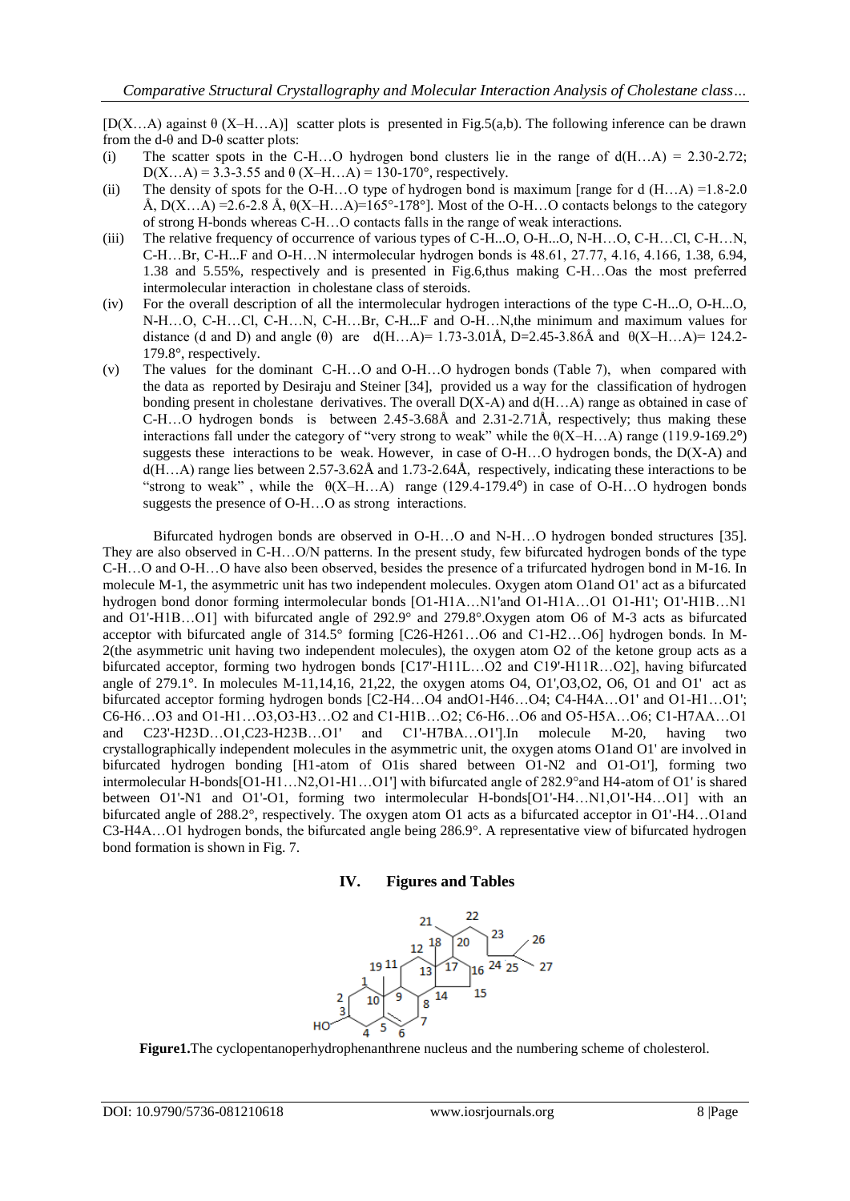[D(X…A) against θ (X–H…A)] scatter plots is presented in Fig.5(a,b). The following inference can be drawn from the d-θ and D-θ scatter plots:

(i) The scatter spots in the C-H…O hydrogen bond clusters lie in the range of d(H…A) = 2.30-2.72; D(X…A) = 3.3-3.55 and θ (X–H…A) = 130-170°, respectively.

(ii) The density of spots for the O-H…O type of hydrogen bond is maximum [range for d (H…A) =1.8-2.0 Å, D(X…A) =2.6-2.8 Å, θ(X–H…A)=165°-178°]. Most of the O-H…O contacts belongs to the category of strong H-bonds whereas C-H…O contacts falls in the range of weak interactions.

(iii) The relative frequency of occurrence of various types of C-H...O, O-H...O, N-H…O, C-H…Cl, C-H…N, C-H…Br, C-H...F and O-H…N intermolecular hydrogen bonds is 48.61, 27.77, 4.16, 4.166, 1.38, 6.94, 1.38 and 5.55%, respectively and is presented in Fig.6,thus making C-H…Oas the most preferred intermolecular interaction in cholestane class of steroids.

(iv) For the overall description of all the intermolecular hydrogen interactions of the type C-H...O, O-H...O, N-H…O, C-H…Cl, C-H…N, C-H…Br, C-H...F and O-H…N,the minimum and maximum values for distance (d and D) and angle (θ) are d(H…A)= 1.73-3.01Å, D=2.45-3.86Å and θ(X–H…A)= 124.2-179.8°, respectively.

(v) The values for the dominant C-H…O and O-H…O hydrogen bonds (Table 7), when compared with the data as reported by Desiraju and Steiner [34], provided us a way for the classification of hydrogen bonding present in cholestane derivatives. The overall D(X-A) and d(H…A) range as obtained in case of C-H…O hydrogen bonds is between 2.45-3.68Å and 2.31-2.71Å, respectively; thus making these interactions fall under the category of "very strong to weak" while the θ(X–H…A) range (119.9-169.2°) suggests these interactions to be weak. However, in case of O-H…O hydrogen bonds, the D(X-A) and d(H…A) range lies between 2.57-3.62Å and 1.73-2.64Å, respectively, indicating these interactions to be "strong to weak" , while the θ(X–H…A) range (129.4-179.4°) in case of O-H…O hydrogen bonds suggests the presence of O-H…O as strong interactions.

Bifurcated hydrogen bonds are observed in O-H…O and N-H…O hydrogen bonded structures [35]. They are also observed in C-H…O/N patterns. In the present study, few bifurcated hydrogen bonds of the type C-H…O and O-H…O have also been observed, besides the presence of a trifurcated hydrogen bond in M-16. In molecule M-1, the asymmetric unit has two independent molecules. Oxygen atom O1and O1' act as a bifurcated hydrogen bond donor forming intermolecular bonds [O1-H1A…N1'and O1-H1A…O1 O1-H1'; O1'-H1B…N1 and O1'-H1B…O1] with bifurcated angle of 292.9° and 279.8°.Oxygen atom O6 of M-3 acts as bifurcated acceptor with bifurcated angle of 314.5° forming [C26-H261…O6 and C1-H2…O6] hydrogen bonds. In M-2(the asymmetric unit having two independent molecules), the oxygen atom O2 of the ketone group acts as a bifurcated acceptor, forming two hydrogen bonds [C17'-H11L…O2 and C19'-H11R…O2], having bifurcated angle of 279.1°. In molecules M-11,14,16, 21,22, the oxygen atoms O4, O1',O3,O2, O6, O1 and O1' act as bifurcated acceptor forming hydrogen bonds [C2-H4…O4 andO1-H46…O4; C4-H4A…O1' and O1-H1…O1'; C6-H6…O3 and O1-H1…O3,O3-H3…O2 and C1-H1B…O2; C6-H6…O6 and O5-H5A…O6; C1-H7AA…O1 and C23'-H23D…O1,C23-H23B…O1' and C1'-H7BA…O1'].In molecule M-20, having two crystallographically independent molecules in the asymmetric unit, the oxygen atoms O1and O1' are involved in bifurcated hydrogen bonding [H1-atom of O1is shared between O1-N2 and O1-O1'], forming two intermolecular H-bonds[O1-H1…N2,O1-H1…O1'] with bifurcated angle of 282.9°and H4-atom of O1' is shared between O1'-N1 and O1'-O1, forming two intermolecular H-bonds[O1'-H4…N1,O1'-H4…O1] with an bifurcated angle of 288.2°, respectively. The oxygen atom O1 acts as a bifurcated acceptor in O1'-H4…O1and C3-H4A…O1 hydrogen bonds, the bifurcated angle being 286.9°. A representative view of bifurcated hydrogen bond formation is shown in Fig. 7.

## IV. Figures and Tables

**Figure1.**The cyclopentanoperhydrophenanthrene nucleus and the numbering scheme of cholesterol.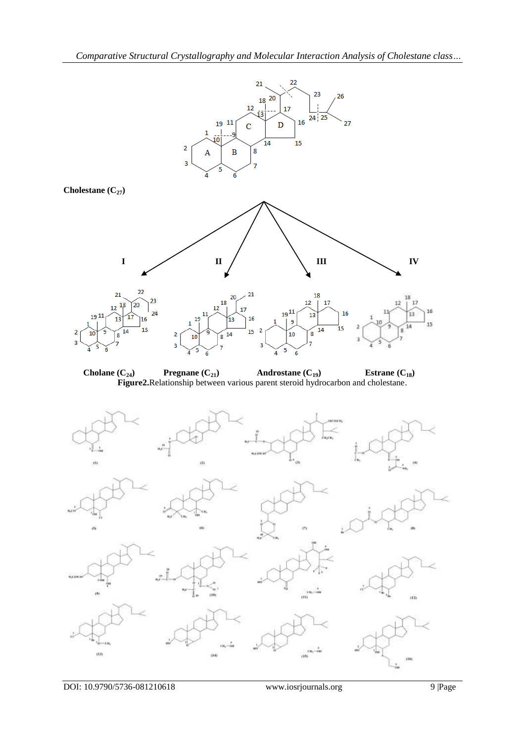Cholestane ($C_{27}$)

I II III IV

Cholane ($C_{24}$) Pregnane ($C_{21}$) Androstane ($C_{19}$) Estrane ($C_{18}$)

**Figure2.**Relationship between various parent steroid hydrocarbon and cholestane.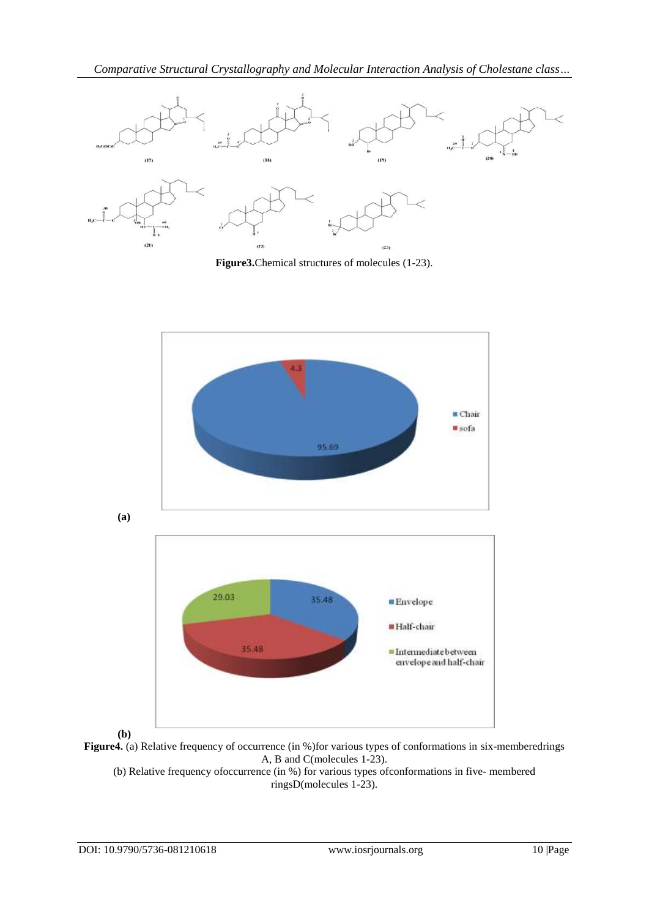**Figure3.**Chemical structures of molecules (1-23).

**(a)**

**(b)**

**Figure4.** (a) Relative frequency of occurrence (in %)for various types of conformations in six-memberedrings A, B and C(molecules 1-23).

(b) Relative frequency ofoccurrence (in %) for various types ofconformations in five- membered ringsD(molecules 1-23).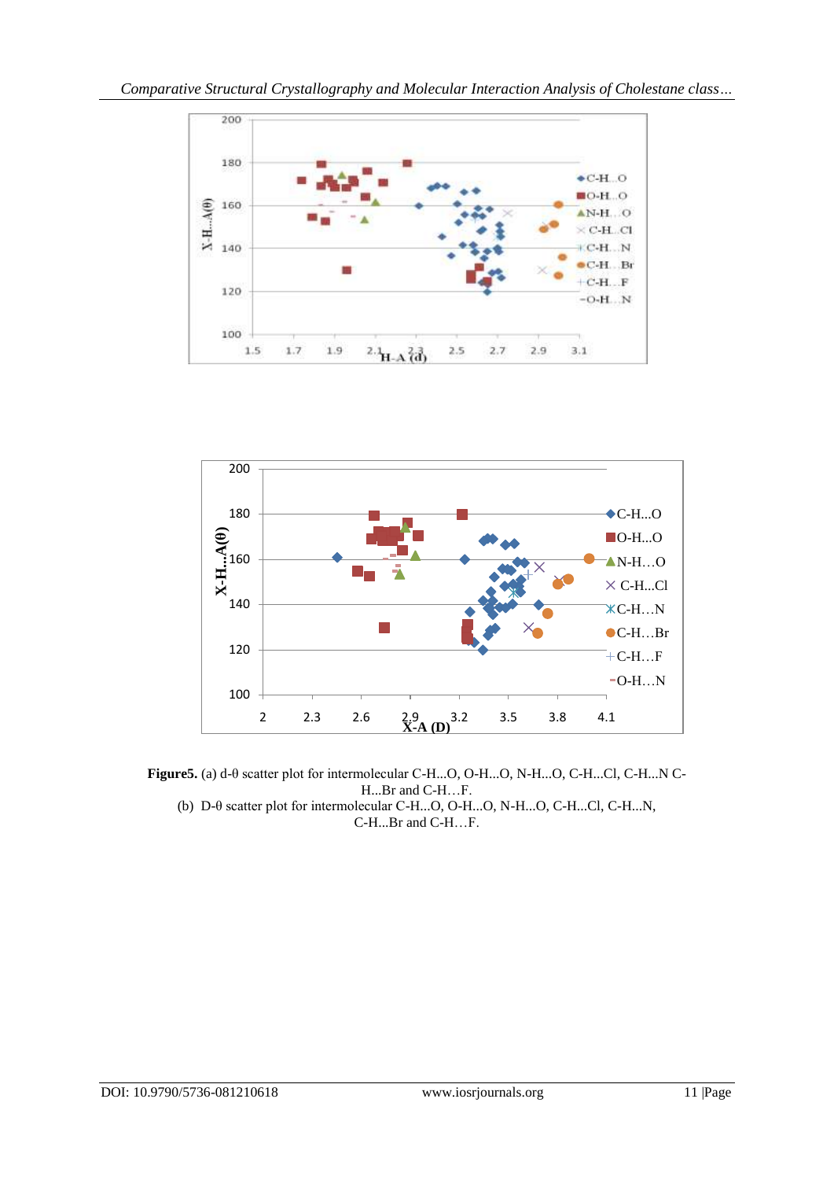**Figure5.** (a) d-θ scatter plot for intermolecular C-H...O, O-H...O, N-H...O, C-H...Cl, C-H...N C-H...Br and C-H…F.

(b) D-θ scatter plot for intermolecular C-H...O, O-H...O, N-H...O, C-H...Cl, C-H...N, C-H...Br and C-H…F.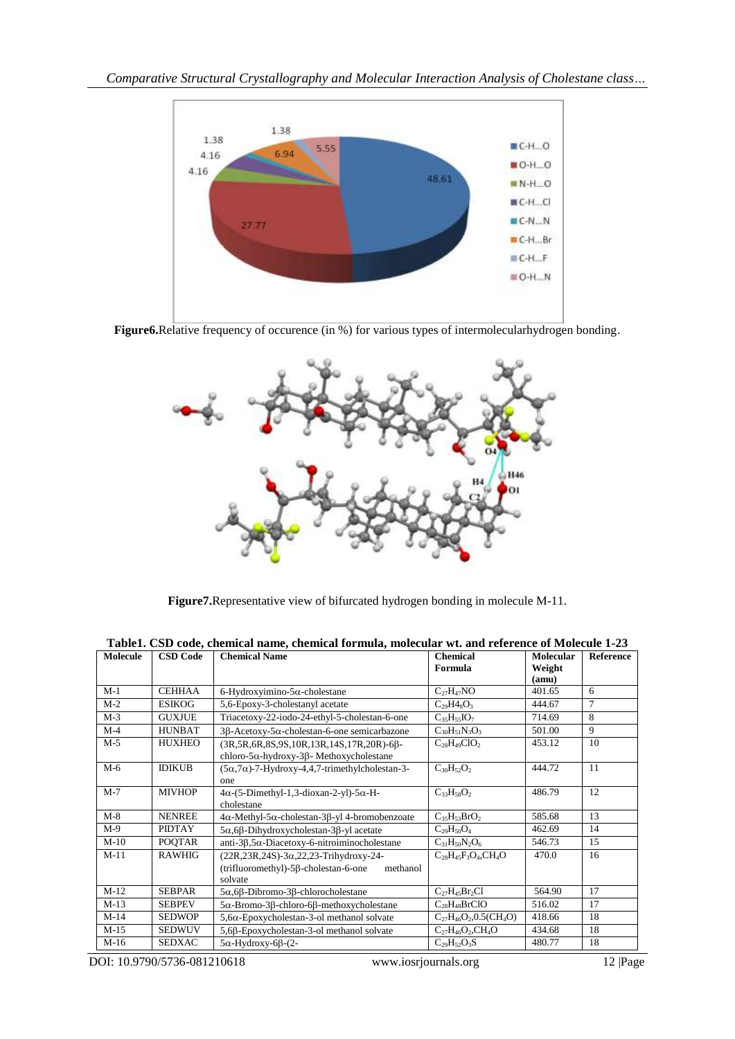**Figure6.**Relative frequency of occurence (in %) for various types of intermolecularhydrogen bonding.

**Figure7.**Representative view of bifurcated hydrogen bonding in molecule M-11.

**Table1. CSD code, chemical name, chemical formula, molecular wt. and reference of Molecule 1-23**

| Molecule | CSD Code | Chemical Name | Chemical Formula | Molecular Weight (amu) | Reference |
|---|---|---|---|---|---|
| M-1 | CEHHAA | 6-Hydroxyimino-5α-cholestane | $C_{27}H_{47}NO$ | 401.65 | 6 |
| M-2 | ESIKOG | 5,6-Epoxy-3-cholestanyl acetate | $C_{29}H4_{8}O_{3}$ | 444.67 | 7 |
| M-3 | GUXJUE | Triacetoxy-22-iodo-24-ethyl-5-cholestan-6-one | $C_{35}H_{55}IO_{7}$ | 714.69 | 8 |
| M-4 | HUNBAT | 3β-Acetoxy-5α-cholestan-6-one semicarbazone | $C_{30}H_{51}N_{3}O_{3}$ | 501.00 | 9 |
| M-5 | HUXHEO | (3R,5R,6R,8S,9S,10R,13R,14S,17R,20R)-6β-chloro-5α-hydroxy-3β- Methoxycholestane | $C_{28}H_{49}ClO_{2}$ | 453.12 | 10 |
| M-6 | IDIKUB | (5α,7α)-7-Hydroxy-4,4,7-trimethylcholestan-3-one | $C_{30}H_{52}O_{2}$ | 444.72 | 11 |
| M-7 | MIVHOP | 4α-(5-Dimethyl-1,3-dioxan-2-yl)-5α-H-cholestane | $C_{33}H_{58}O_{2}$ | 486.79 | 12 |
| M-8 | NENREE | 4α-Methyl-5α-cholestan-3β-yl 4-bromobenzoate | $C_{35}H_{53}BrO_{2}$ | 585.68 | 13 |
| M-9 | PIDTAY | 5α,6β-Dihydroxycholestan-3β-yl acetate | $C_{29}H_{50}O_{4}$ | 462.69 | 14 |
| M-10 | POQTAR | anti-3β,5α-Diacetoxy-6-nitroiminocholestane | $C_{31}H_{50}N_{2}O_{6}$ | 546.73 | 15 |
| M-11 | RAWHIG | (22R,23R,24S)-3α,22,23-Trihydroxy-24-(trifluoromethyl)-5β-cholestan-6-one methanol solvate | $C_{28}H_{45}F_{3}O_{4}$,$CH_{4}O$ | 470.0 | 16 |
| M-12 | SEBPAR | 5α,6β-Dibromo-3β-chlorocholestane | $C_{27}H_{45}Br_{2}Cl$ | 564.90 | 17 |
| M-13 | SEBPEV | 5α-Bromo-3β-chloro-6β-methoxycholestane | $C_{28}H_{48}BrClO$ | 516.02 | 17 |
| M-14 | SEDWOP | 5,6α-Epoxycholestan-3-ol methanol solvate | $C_{27}H_{46}O_{2}$,0.5($CH_{4}O$) | 418.66 | 18 |
| M-15 | SEDWUV | 5,6β-Epoxycholestan-3-ol methanol solvate | $C_{27}H_{46}O_{2}$,$CH_{4}O$ | 434.68 | 18 |
| M-16 | SEDXAC | 5α-Hydroxy-6β-(2- | $C_{29}H_{52}O_{3}S$ | 480.77 | 18 |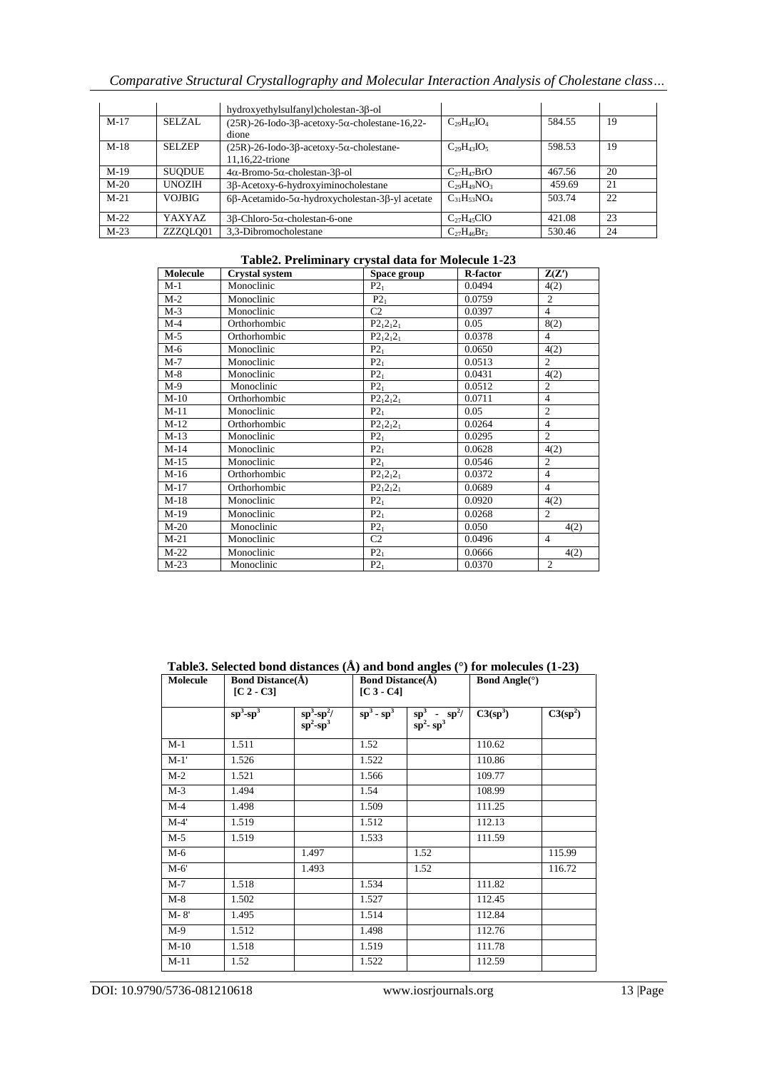| | | hydroxyethylsulfanyl)cholestan-3β-ol | | | |
|---|---|---|---|---|---|
| M-17 | SELZAL | (25R)-26-Iodo-3β-acetoxy-5α-cholestane-16,22-dione | $C_{29}H_{45}IO_4$ | 584.55 | 19 |
| M-18 | SELZEP | (25R)-26-Iodo-3β-acetoxy-5α-cholestane-11,16,22-trione | $C_{29}H_{43}IO_5$ | 598.53 | 19 |
| M-19 | SUQDUE | 4α-Bromo-5α-cholestan-3β-ol | $C_{27}H_{47}BrO$ | 467.56 | 20 |
| M-20 | UNOZIH | 3β-Acetoxy-6-hydroxyiminocholestane | $C_{29}H_{49}NO_3$ | 459.69 | 21 |
| M-21 | VOJBIG | 6β-Acetamido-5α-hydroxycholestan-3β-yl acetate | $C_{31}H_{53}NO_4$ | 503.74 | 22 |
| M-22 | YAXYAZ | 3β-Chloro-5α-cholestan-6-one | $C_{27}H_{45}ClO$ | 421.08 | 23 |
| M-23 | ZZZQLQ01 | 3,3-Dibromocholestane | $C_{27}H_{46}Br_2$ | 530.46 | 24 |

**Table2. Preliminary crystal data for Molecule 1-23**

| Molecule | Crystal system | Space group | R-factor | Z(Z') |
|---|---|---|---|---|
| M-1 | Monoclinic | $P2_1$ | 0.0494 | 4(2) |
| M-2 | Monoclinic | $P2_1$ | 0.0759 | 2 |
| M-3 | Monoclinic | C2 | 0.0397 | 4 |
| M-4 | Orthorhombic | $P2_12_12_1$ | 0.05 | 8(2) |
| M-5 | Orthorhombic | $P2_12_12_1$ | 0.0378 | 4 |
| M-6 | Monoclinic | $P2_1$ | 0.0650 | 4(2) |
| M-7 | Monoclinic | $P2_1$ | 0.0513 | 2 |
| M-8 | Monoclinic | $P2_1$ | 0.0431 | 4(2) |
| M-9 | Monoclinic | $P2_1$ | 0.0512 | 2 |
| M-10 | Orthorhombic | $P2_12_12_1$ | 0.0711 | 4 |
| M-11 | Monoclinic | $P2_1$ | 0.05 | 2 |
| M-12 | Orthorhombic | $P2_12_12_1$ | 0.0264 | 4 |
| M-13 | Monoclinic | $P2_1$ | 0.0295 | 2 |
| M-14 | Monoclinic | $P2_1$ | 0.0628 | 4(2) |
| M-15 | Monoclinic | $P2_1$ | 0.0546 | 2 |
| M-16 | Orthorhombic | $P2_12_12_1$ | 0.0372 | 4 |
| M-17 | Orthorhombic | $P2_12_12_1$ | 0.0689 | 4 |
| M-18 | Monoclinic | $P2_1$ | 0.0920 | 4(2) |
| M-19 | Monoclinic | $P2_1$ | 0.0268 | 2 |
| M-20 | Monoclinic | $P2_1$ | 0.050 | 4(2) |
| M-21 | Monoclinic | C2 | 0.0496 | 4 |
| M-22 | Monoclinic | $P2_1$ | 0.0666 | 4(2) |
| M-23 | Monoclinic | $P2_1$ | 0.0370 | 2 |

**Table3. Selected bond distances (Å) and bond angles (°) for molecules (1-23)**

| Molecule | Bond Distance(Å) [C 2 - C3] | | Bond Distance(Å) [C 3 - C4] | | Bond Angle(°) | |
|---|---|---|---|---|---|---|
| | $sp^3$-$sp^3$ | $sp^3$-$sp^2$/ $sp^2$-$sp^3$ | $sp^3$ - $sp^3$ | $sp^3$ - $sp^2$/ $sp^2$- $sp^3$ | C3($sp^3$) | C3($sp^2$) |
| M-1 | 1.511 | | 1.52 | | 110.62 | |
| M-1' | 1.526 | | 1.522 | | 110.86 | |
| M-2 | 1.521 | | 1.566 | | 109.77 | |
| M-3 | 1.494 | | 1.54 | | 108.99 | |
| M-4 | 1.498 | | 1.509 | | 111.25 | |
| M-4' | 1.519 | | 1.512 | | 112.13 | |
| M-5 | 1.519 | | 1.533 | | 111.59 | |
| M-6 | | 1.497 | | 1.52 | | 115.99 |
| M-6' | | 1.493 | | 1.52 | | 116.72 |
| M-7 | 1.518 | | 1.534 | | 111.82 | |
| M-8 | 1.502 | | 1.527 | | 112.45 | |
| M- 8' | 1.495 | | 1.514 | | 112.84 | |
| M-9 | 1.512 | | 1.498 | | 112.76 | |
| M-10 | 1.518 | | 1.519 | | 111.78 | |
| M-11 | 1.52 | | 1.522 | | 112.59 | |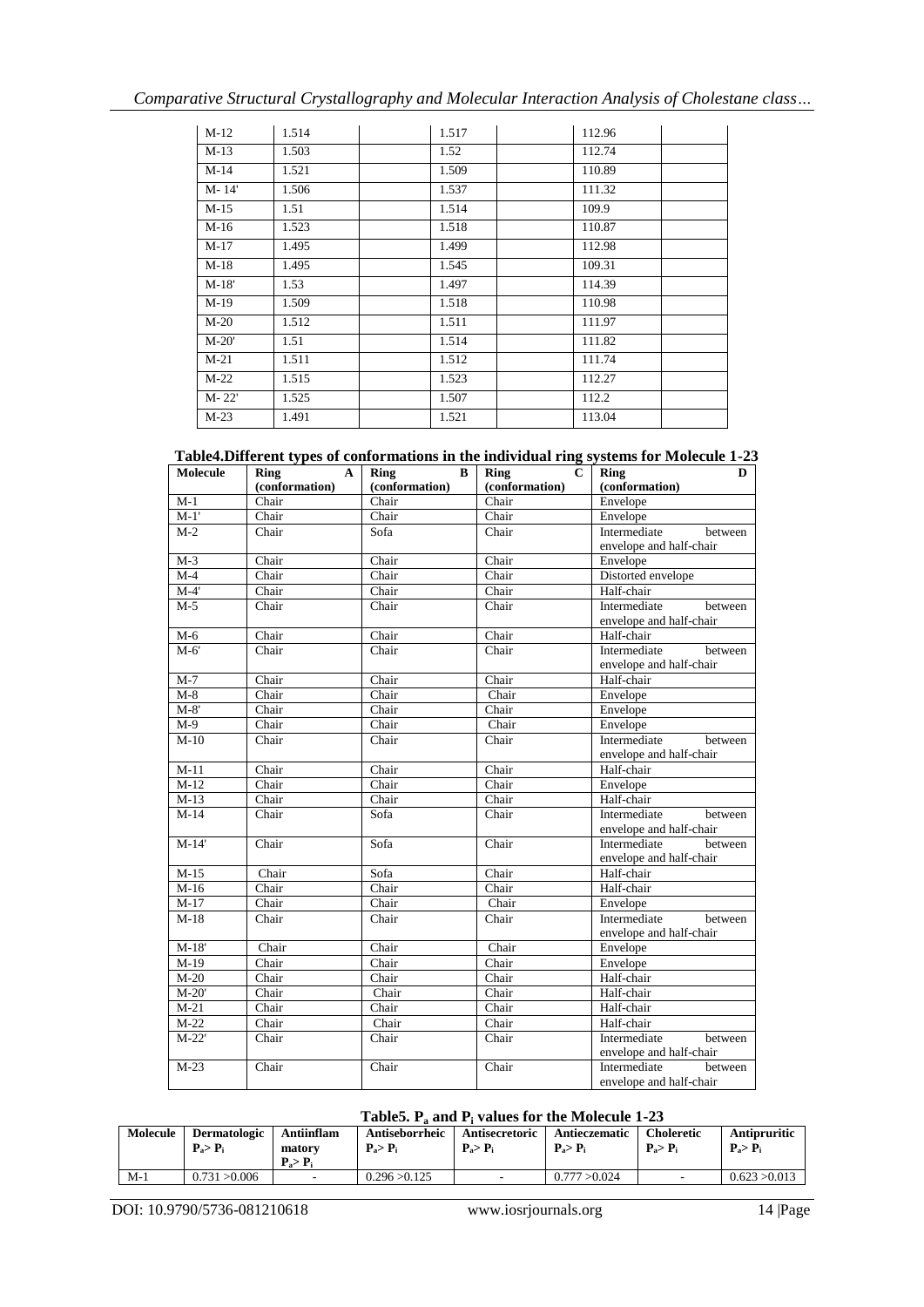| M-12 | 1.514 | | 1.517 | | 112.96 | |
|---|---|---|---|---|---|---|
| M-13 | 1.503 | | 1.52 | | 112.74 | |
| M-14 | 1.521 | | 1.509 | | 110.89 | |
| M- 14' | 1.506 | | 1.537 | | 111.32 | |
| M-15 | 1.51 | | 1.514 | | 109.9 | |
| M-16 | 1.523 | | 1.518 | | 110.87 | |
| M-17 | 1.495 | | 1.499 | | 112.98 | |
| M-18 | 1.495 | | 1.545 | | 109.31 | |
| M-18' | 1.53 | | 1.497 | | 114.39 | |
| M-19 | 1.509 | | 1.518 | | 110.98 | |
| M-20 | 1.512 | | 1.511 | | 111.97 | |
| M-20' | 1.51 | | 1.514 | | 111.82 | |
| M-21 | 1.511 | | 1.512 | | 111.74 | |
| M-22 | 1.515 | | 1.523 | | 112.27 | |
| M- 22' | 1.525 | | 1.507 | | 112.2 | |
| M-23 | 1.491 | | 1.521 | | 113.04 | |

**Table4.Different types of conformations in the individual ring systems for Molecule 1-23**

| Molecule | Ring A (conformation) | Ring B (conformation) | Ring C (conformation) | Ring D (conformation) |
|---|---|---|---|---|
| M-1 | Chair | Chair | Chair | Envelope |
| M-1' | Chair | Chair | Chair | Envelope |
| M-2 | Chair | Sofa | Chair | Intermediate between envelope and half-chair |
| M-3 | Chair | Chair | Chair | Envelope |
| M-4 | Chair | Chair | Chair | Distorted envelope |
| M-4' | Chair | Chair | Chair | Half-chair |
| M-5 | Chair | Chair | Chair | Intermediate between envelope and half-chair |
| M-6 | Chair | Chair | Chair | Half-chair |
| M-6' | Chair | Chair | Chair | Intermediate between envelope and half-chair |
| M-7 | Chair | Chair | Chair | Half-chair |
| M-8 | Chair | Chair | Chair | Envelope |
| M-8' | Chair | Chair | Chair | Envelope |
| M-9 | Chair | Chair | Chair | Envelope |
| M-10 | Chair | Chair | Chair | Intermediate between envelope and half-chair |
| M-11 | Chair | Chair | Chair | Half-chair |
| M-12 | Chair | Chair | Chair | Envelope |
| M-13 | Chair | Chair | Chair | Half-chair |
| M-14 | Chair | Sofa | Chair | Intermediate between envelope and half-chair |
| M-14' | Chair | Sofa | Chair | Intermediate between envelope and half-chair |
| M-15 | Chair | Sofa | Chair | Half-chair |
| M-16 | Chair | Chair | Chair | Half-chair |
| M-17 | Chair | Chair | Chair | Envelope |
| M-18 | Chair | Chair | Chair | Intermediate between envelope and half-chair |
| M-18' | Chair | Chair | Chair | Envelope |
| M-19 | Chair | Chair | Chair | Envelope |
| M-20 | Chair | Chair | Chair | Half-chair |
| M-20' | Chair | Chair | Chair | Half-chair |
| M-21 | Chair | Chair | Chair | Half-chair |
| M-22 | Chair | Chair | Chair | Half-chair |
| M-22' | Chair | Chair | Chair | Intermediate between envelope and half-chair |
| M-23 | Chair | Chair | Chair | Intermediate between envelope and half-chair |

**Table5. $P_a$ and $P_i$ values for the Molecule 1-23**

| Molecule | Dermatologic $P_a > P_i$ | Antiinflammatory $P_a > P_i$ | Antiseborrheic $P_a > P_i$ | Antisecretoric $P_a > P_i$ | Antieczematic $P_a > P_i$ | Choleretic $P_a > P_i$ | Antipruritic $P_a > P_i$ |
|---|---|---|---|---|---|---|---|
| M-1 | 0.731 >0.006 | - | 0.296 >0.125 | - | 0.777 >0.024 | - | 0.623 >0.013 |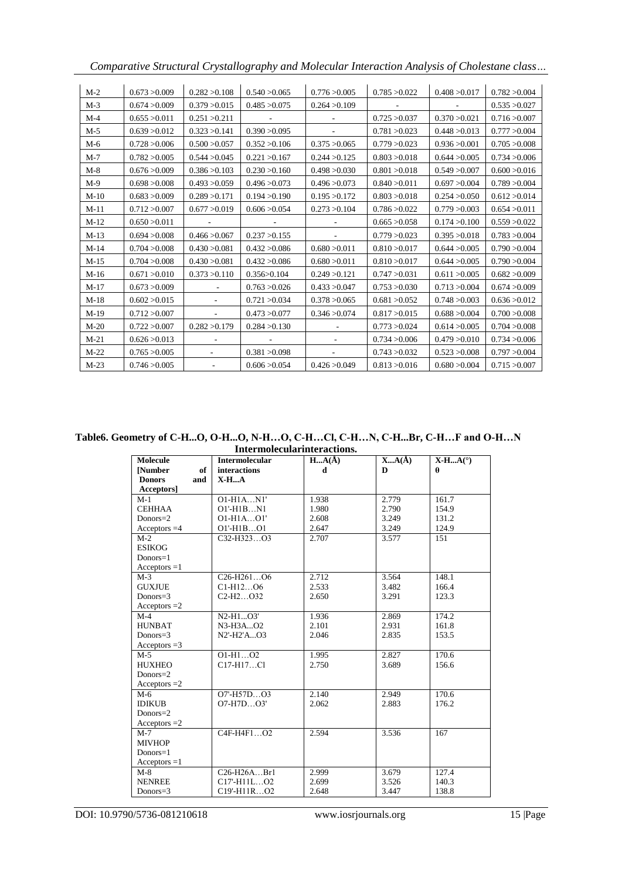| M-2 | 0.673 >0.009 | 0.282 >0.108 | 0.540 >0.065 | 0.776 >0.005 | 0.785 >0.022 | 0.408 >0.017 | 0.782 >0.004 |
|---|---|---|---|---|---|---|---|
| M-3 | 0.674 >0.009 | 0.379 >0.015 | 0.485 >0.075 | 0.264 >0.109 | - | - | 0.535 >0.027 |
| M-4 | 0.655 >0.011 | 0.251 >0.211 | - | - | 0.725 >0.037 | 0.370 >0.021 | 0.716 >0.007 |
| M-5 | 0.639 >0.012 | 0.323 >0.141 | 0.390 >0.095 | - | 0.781 >0.023 | 0.448 >0.013 | 0.777 >0.004 |
| M-6 | 0.728 >0.006 | 0.500 >0.057 | 0.352 >0.106 | 0.375 >0.065 | 0.779 >0.023 | 0.936 >0.001 | 0.705 >0.008 |
| M-7 | 0.782 >0.005 | 0.544 >0.045 | 0.221 >0.167 | 0.244 >0.125 | 0.803 >0.018 | 0.644 >0.005 | 0.734 >0.006 |
| M-8 | 0.676 >0.009 | 0.386 >0.103 | 0.230 >0.160 | 0.498 >0.030 | 0.801 >0.018 | 0.549 >0.007 | 0.600 >0.016 |
| M-9 | 0.698 >0.008 | 0.493 >0.059 | 0.496 >0.073 | 0.496 >0.073 | 0.840 >0.011 | 0.697 >0.004 | 0.789 >0.004 |
| M-10 | 0.683 >0.009 | 0.289 >0.171 | 0.194 >0.190 | 0.195 >0.172 | 0.803 >0.018 | 0.254 >0.050 | 0.612 >0.014 |
| M-11 | 0.712 >0.007 | 0.677 >0.019 | 0.606 >0.054 | 0.273 >0.104 | 0.786 >0.022 | 0.779 >0.003 | 0.654 >0.011 |
| M-12 | 0.650 >0.011 | - | - | - | 0.665 >0.058 | 0.174 >0.100 | 0.559 >0.022 |
| M-13 | 0.694 >0.008 | 0.466 >0.067 | 0.237 >0.155 | - | 0.779 >0.023 | 0.395 >0.018 | 0.783 >0.004 |
| M-14 | 0.704 >0.008 | 0.430 >0.081 | 0.432 >0.086 | 0.680 >0.011 | 0.810 >0.017 | 0.644 >0.005 | 0.790 >0.004 |
| M-15 | 0.704 >0.008 | 0.430 >0.081 | 0.432 >0.086 | 0.680 >0.011 | 0.810 >0.017 | 0.644 >0.005 | 0.790 >0.004 |
| M-16 | 0.671 >0.010 | 0.373 >0.110 | 0.356>0.104 | 0.249 >0.121 | 0.747 >0.031 | 0.611 >0.005 | 0.682 >0.009 |
| M-17 | 0.673 >0.009 | - | 0.763 >0.026 | 0.433 >0.047 | 0.753 >0.030 | 0.713 >0.004 | 0.674 >0.009 |
| M-18 | 0.602 >0.015 | - | 0.721 >0.034 | 0.378 >0.065 | 0.681 >0.052 | 0.748 >0.003 | 0.636 >0.012 |
| M-19 | 0.712 >0.007 | - | 0.473 >0.077 | 0.346 >0.074 | 0.817 >0.015 | 0.688 >0.004 | 0.700 >0.008 |
| M-20 | 0.722 >0.007 | 0.282 >0.179 | 0.284 >0.130 | - | 0.773 >0.024 | 0.614 >0.005 | 0.704 >0.008 |
| M-21 | 0.626 >0.013 | - | - | - | 0.734 >0.006 | 0.479 >0.010 | 0.734 >0.006 |
| M-22 | 0.765 >0.005 | - | 0.381 >0.098 | - | 0.743 >0.032 | 0.523 >0.008 | 0.797 >0.004 |
| M-23 | 0.746 >0.005 | - | 0.606 >0.054 | 0.426 >0.049 | 0.813 >0.016 | 0.680 >0.004 | 0.715 >0.007 |

**Table6. Geometry of C-H...O, O-H...O, N-H…O, C-H…Cl, C-H…N, C-H...Br, C-H…F and O-H…N Intermolecularinteractions.**

| Molecule [Number of Donors and Acceptors] | Intermolecular interactions X-H...A | H...A(Å) d | X...A(Å) D | X-H...A(°) θ |
|---|---|---|---|---|
| M-1 | O1-H1A…N1' | 1.938 | 2.779 | 161.7 |
| CEHHAA | O1'-H1B…N1 | 1.980 | 2.790 | 154.9 |
| Donors=2 | O1-H1A…O1' | 2.608 | 3.249 | 131.2 |
| Acceptors =4 | O1'-H1B…O1 | 2.647 | 3.249 | 124.9 |
| M-2 | C32-H323…O3 | 2.707 | 3.577 | 151 |
| ESIKOG | | | | |
| Donors=1 | | | | |
| Acceptors =1 | | | | |
| M-3 | C26-H261…O6 | 2.712 | 3.564 | 148.1 |
| GUXJUE | C1-H12…O6 | 2.533 | 3.482 | 166.4 |
| Donors=3 | C2-H2…O32 | 2.650 | 3.291 | 123.3 |
| Acceptors =2 | | | | |
| M-4 | N2-H1...O3' | 1.936 | 2.869 | 174.2 |
| HUNBAT | N3-H3A...O2 | 2.101 | 2.931 | 161.8 |
| Donors=3 | N2'-H2'A...O3 | 2.046 | 2.835 | 153.5 |
| Acceptors =3 | | | | |
| M-5 | O1-H1…O2 | 1.995 | 2.827 | 170.6 |
| HUXHEO | C17-H17…Cl | 2.750 | 3.689 | 156.6 |
| Donors=2 | | | | |
| Acceptors =2 | | | | |
| M-6 | O7'-H57D…O3 | 2.140 | 2.949 | 170.6 |
| IDIKUB | O7-H7D…O3' | 2.062 | 2.883 | 176.2 |
| Donors=2 | | | | |
| Acceptors =2 | | | | |
| M-7 | C4F-H4F1…O2 | 2.594 | 3.536 | 167 |
| MIVHOP | | | | |
| Donors=1 | | | | |
| Acceptors =1 | | | | |
| M-8 | C26-H26A…Br1 | 2.999 | 3.679 | 127.4 |
| NENREE | C17'-H11L…O2 | 2.699 | 3.526 | 140.3 |
| Donors=3 | C19'-H11R…O2 | 2.648 | 3.447 | 138.8 |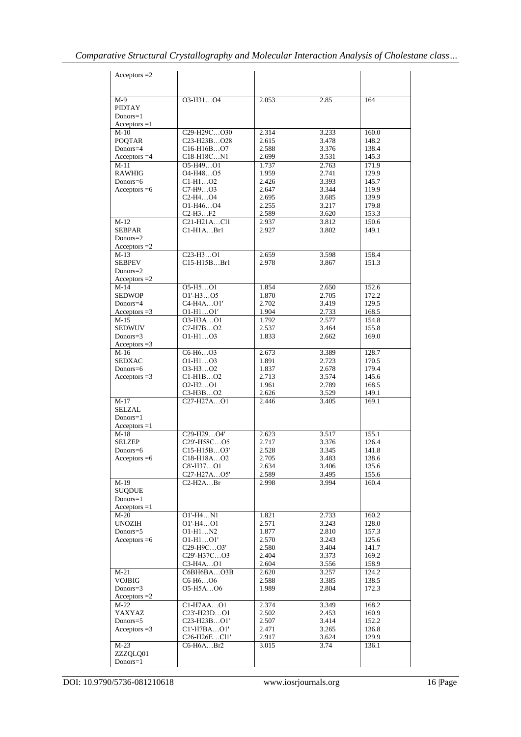| | | | | |
|---|---|---|---|---|
| Acceptors =2 | | | | |
| M-9<br>PIDTAY<br>Donors=1<br>Acceptors =1 | O3-H31…O4 | 2.053 | 2.85 | 164 |
| M-10<br>POQTAR<br>Donors=4<br>Acceptors =4 | C29-H29C…O30<br>C23-H23B…O28<br>C16-H16B…O7<br>C18-H18C…N1 | 2.314<br>2.615<br>2.588<br>2.699 | 3.233<br>3.478<br>3.376<br>3.531 | 160.0<br>148.2<br>138.4<br>145.3 |
| M-11<br>RAWHIG<br>Donors=6<br>Acceptors =6 | O5-H49…O1<br>O4-H48…O5<br>C1-H1…O2<br>C7-H9…O3<br>C2-H4…O4<br>O1-H46…O4<br>C2-H3…F2 | 1.737<br>1.959<br>2.426<br>2.647<br>2.695<br>2.255<br>2.589 | 2.763<br>2.741<br>3.393<br>3.344<br>3.685<br>3.217<br>3.620 | 171.9<br>129.9<br>145.7<br>119.9<br>139.9<br>179.8<br>153.3 |
| M-12<br>SEBPAR<br>Donors=2<br>Acceptors =2 | C21-H21A…Cl1<br>C1-H1A…Br1 | 2.937<br>2.927 | 3.812<br>3.802 | 150.6<br>149.1 |
| M-13<br>SEBPEV<br>Donors=2<br>Acceptors =2 | C23-H3…O1<br>C15-H15B…Br1 | 2.659<br>2.978 | 3.598<br>3.867 | 158.4<br>151.3 |
| M-14<br>SEDWOP<br>Donors=4<br>Acceptors =3 | O5-H5…O1<br>O1'-H3…O5<br>C4-H4A…O1'<br>O1-H1…O1' | 1.854<br>1.870<br>2.702<br>1.904 | 2.650<br>2.705<br>3.419<br>2.733 | 152.6<br>172.2<br>129.5<br>168.5 |
| M-15<br>SEDWUV<br>Donors=3<br>Acceptors =3 | O3-H3A…O1<br>C7-H7B…O2<br>O1-H1…O3 | 1.792<br>2.537<br>1.833 | 2.577<br>3.464<br>2.662 | 154.8<br>155.8<br>169.0 |
| M-16<br>SEDXAC<br>Donors=6<br>Acceptors =3 | C6-H6…O3<br>O1-H1…O3<br>O3-H3…O2<br>C1-H1B…O2<br>O2-H2…O1<br>C3-H3B…O2 | 2.673<br>1.891<br>1.837<br>2.713<br>1.961<br>2.626 | 3.389<br>2.723<br>2.678<br>3.574<br>2.789<br>3.529 | 128.7<br>170.5<br>179.4<br>145.6<br>168.5<br>149.1 |
| M-17<br>SELZAL<br>Donors=1<br>Acceptors =1 | C27-H27A…O1 | 2.446 | 3.405 | 169.1 |
| M-18<br>SELZEP<br>Donors=6<br>Acceptors =6 | C29-H29…O4'<br>C29'-H58C…O5<br>C15-H15B…O3'<br>C18-H18A…O2<br>C8'-H37…O1<br>C27-H27A…O5' | 2.623<br>2.717<br>2.528<br>2.705<br>2.634<br>2.589 | 3.517<br>3.376<br>3.345<br>3.483<br>3.406<br>3.495 | 155.1<br>126.4<br>141.8<br>138.6<br>135.6<br>155.6 |
| M-19<br>SUQDUE<br>Donors=1<br>Acceptors =1 | C2-H2A…Br | 2.998 | 3.994 | 160.4 |
| M-20<br>UNOZIH<br>Donors=5<br>Acceptors =6 | O1'-H4…N1<br>O1'-H4…O1<br>O1-H1…N2<br>O1-H1…O1'<br>C29-H9C…O3'<br>C29'-H37C…O3<br>C3-H4A…O1 | 1.821<br>2.571<br>1.877<br>2.570<br>2.580<br>2.404<br>2.604 | 2.733<br>3.243<br>2.810<br>3.243<br>3.404<br>3.373<br>3.556 | 160.2<br>128.0<br>157.3<br>125.6<br>141.7<br>169.2<br>158.9 |
| M-21<br>VOJBIG<br>Donors=3<br>Acceptors =2 | C6BH6BA…O3B<br>C6-H6…O6<br>O5-H5A…O6 | 2.620<br>2.588<br>1.989 | 3.257<br>3.385<br>2.804 | 124.2<br>138.5<br>172.3 |
| M-22<br>YAXYAZ<br>Donors=5<br>Acceptors =3 | C1-H7AA…O1<br>C23'-H23D…O1<br>C23-H23B…O1'<br>C1'-H7BA…O1'<br>C26-H26E…Cl1' | 2.374<br>2.502<br>2.507<br>2.471<br>2.917 | 3.349<br>2.453<br>3.414<br>3.265<br>3.624 | 168.2<br>160.9<br>152.2<br>136.8<br>129.9 |
| M-23<br>ZZZQLQ01<br>Donors=1 | C6-H6A…Br2 | 3.015 | 3.74 | 136.1 |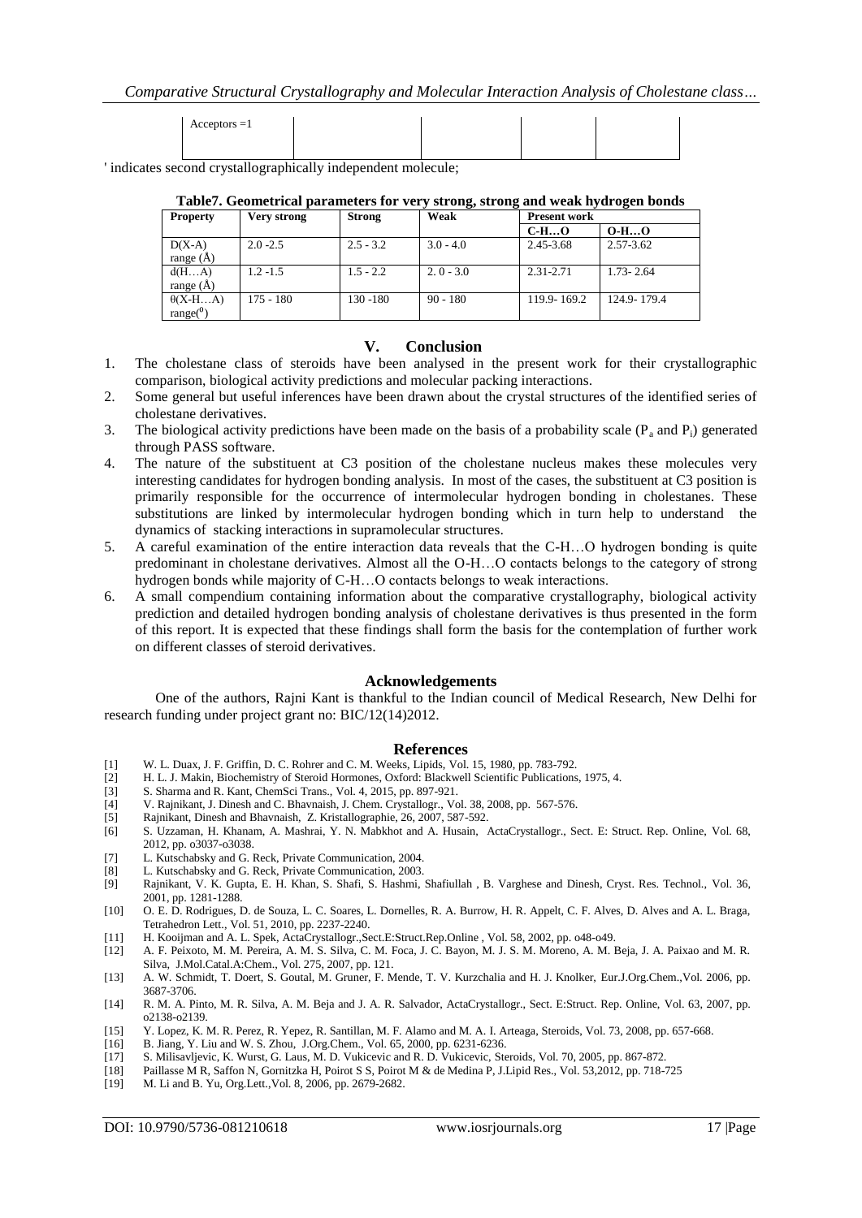| Acceptors =1 | | | | |
|---|---|---|---|---|

' indicates second crystallographically independent molecule;

**Table7. Geometrical parameters for very strong, strong and weak hydrogen bonds**

| Property | Very strong | Strong | Weak | Present work | |
|---|---|---|---|---|---|
| | | | | C-H…O | O-H…O |
| D(X-A) range (Å) | 2.0 -2.5 | 2.5 - 3.2 | 3.0 - 4.0 | 2.45-3.68 | 2.57-3.62 |
| d(H…A) range (Å) | 1.2 -1.5 | 1.5 - 2.2 | 2. 0 - 3.0 | 2.31-2.71 | 1.73- 2.64 |
| θ(X-H…A) range($^0$) | 175 - 180 | 130 -180 | 90 - 180 | 119.9- 169.2 | 124.9- 179.4 |

## V. Conclusion

1. The cholestane class of steroids have been analysed in the present work for their crystallographic comparison, biological activity predictions and molecular packing interactions.
2. Some general but useful inferences have been drawn about the crystal structures of the identified series of cholestane derivatives.
3. The biological activity predictions have been made on the basis of a probability scale ($P_a$ and $P_i$) generated through PASS software.
4. The nature of the substituent at C3 position of the cholestane nucleus makes these molecules very interesting candidates for hydrogen bonding analysis. In most of the cases, the substituent at C3 position is primarily responsible for the occurrence of intermolecular hydrogen bonding in cholestanes. These substitutions are linked by intermolecular hydrogen bonding which in turn help to understand the dynamics of stacking interactions in supramolecular structures.
5. A careful examination of the entire interaction data reveals that the C-H…O hydrogen bonding is quite predominant in cholestane derivatives. Almost all the O-H…O contacts belongs to the category of strong hydrogen bonds while majority of C-H…O contacts belongs to weak interactions.
6. A small compendium containing information about the comparative crystallography, biological activity prediction and detailed hydrogen bonding analysis of cholestane derivatives is thus presented in the form of this report. It is expected that these findings shall form the basis for the contemplation of further work on different classes of steroid derivatives.

## Acknowledgements

One of the authors, Rajni Kant is thankful to the Indian council of Medical Research, New Delhi for research funding under project grant no: BIC/12(14)2012.

## References

[1] W. L. Duax, J. F. Griffin, D. C. Rohrer and C. M. Weeks, Lipids, Vol. 15, 1980, pp. 783-792.
[2] H. L. J. Makin, Biochemistry of Steroid Hormones, Oxford: Blackwell Scientific Publications, 1975, 4.
[3] S. Sharma and R. Kant, ChemSci Trans., Vol. 4, 2015, pp. 897-921.
[4] V. Rajnikant, J. Dinesh and C. Bhavnaish, J. Chem. Crystallogr., Vol. 38, 2008, pp. 567-576.
[5] Rajnikant, Dinesh and Bhavnaish, Z. Kristallographie, 26, 2007, 587-592.
[6] S. Uzzaman, H. Khanam, A. Mashrai, Y. N. Mabkhot and A. Husain, ActaCrystallogr., Sect. E: Struct. Rep. Online, Vol. 68, 2012, pp. o3037-o3038.
[7] L. Kutschabsky and G. Reck, Private Communication, 2004.
[8] L. Kutschabsky and G. Reck, Private Communication, 2003.
[9] Rajnikant, V. K. Gupta, E. H. Khan, S. Shafi, S. Hashmi, Shafiullah , B. Varghese and Dinesh, Cryst. Res. Technol., Vol. 36, 2001, pp. 1281-1288.
[10] O. E. D. Rodrigues, D. de Souza, L. C. Soares, L. Dornelles, R. A. Burrow, H. R. Appelt, C. F. Alves, D. Alves and A. L. Braga, Tetrahedron Lett., Vol. 51, 2010, pp. 2237-2240.
[11] H. Kooijman and A. L. Spek, ActaCrystallogr.,Sect.E:Struct.Rep.Online , Vol. 58, 2002, pp. o48-o49.
[12] A. F. Peixoto, M. M. Pereira, A. M. S. Silva, C. M. Foca, J. C. Bayon, M. J. S. M. Moreno, A. M. Beja, J. A. Paixao and M. R. Silva, J.Mol.Catal.A:Chem., Vol. 275, 2007, pp. 121.
[13] A. W. Schmidt, T. Doert, S. Goutal, M. Gruner, F. Mende, T. V. Kurzchalia and H. J. Knolker, Eur.J.Org.Chem.,Vol. 2006, pp. 3687-3706.
[14] R. M. A. Pinto, M. R. Silva, A. M. Beja and J. A. R. Salvador, ActaCrystallogr., Sect. E:Struct. Rep. Online, Vol. 63, 2007, pp. o2138-o2139.
[15] Y. Lopez, K. M. R. Perez, R. Yepez, R. Santillan, M. F. Alamo and M. A. I. Arteaga, Steroids, Vol. 73, 2008, pp. 657-668.
[16] B. Jiang, Y. Liu and W. S. Zhou, J.Org.Chem., Vol. 65, 2000, pp. 6231-6236.
[17] S. Milisavljevic, K. Wurst, G. Laus, M. D. Vukicevic and R. D. Vukicevic, Steroids, Vol. 70, 2005, pp. 867-872.
[18] Paillasse M R, Saffon N, Gornitzka H, Poirot S S, Poirot M & de Medina P, J.Lipid Res., Vol. 53,2012, pp. 718-725
[19] M. Li and B. Yu, Org.Lett.,Vol. 8, 2006, pp. 2679-2682.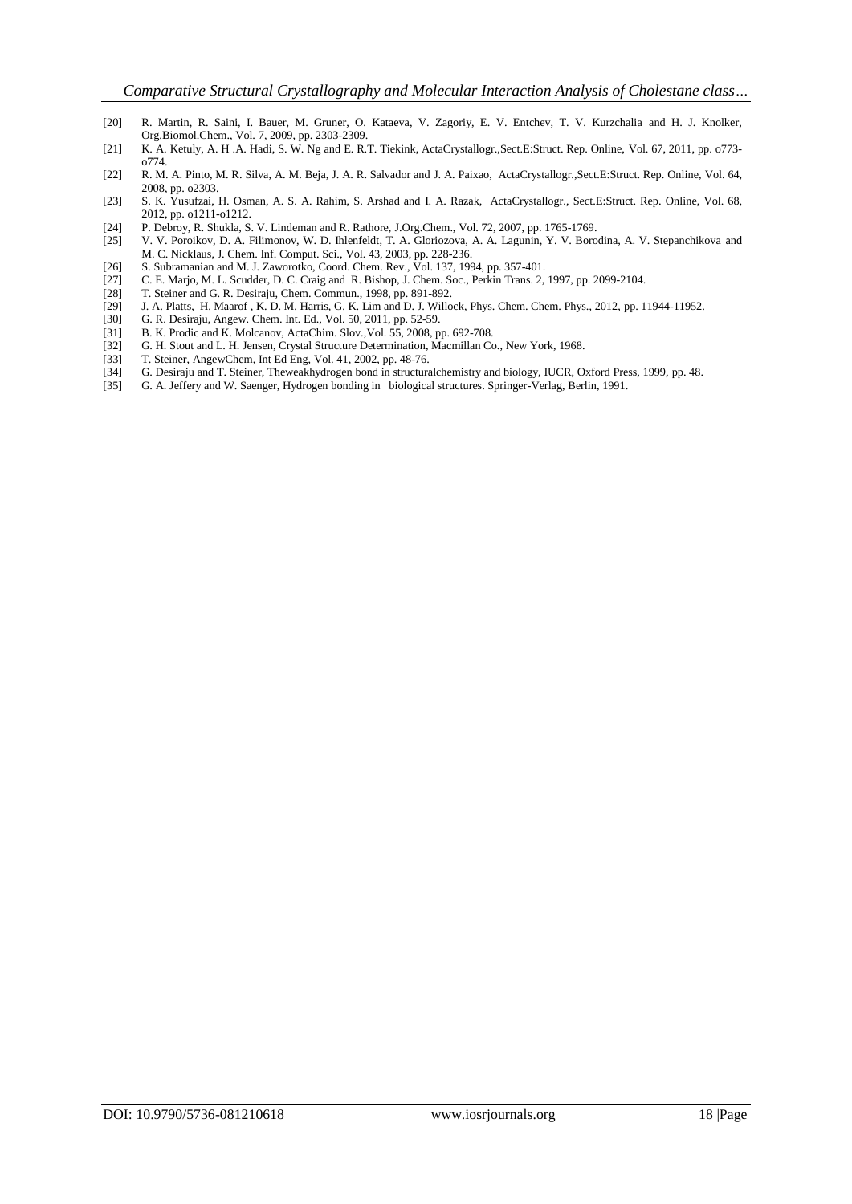[20] R. Martin, R. Saini, I. Bauer, M. Gruner, O. Kataeva, V. Zagoriy, E. V. Entchev, T. V. Kurzchalia and H. J. Knolker, Org.Biomol.Chem., Vol. 7, 2009, pp. 2303-2309.

[21] K. A. Ketuly, A. H .A. Hadi, S. W. Ng and E. R.T. Tiekink, ActaCrystallogr.,Sect.E:Struct. Rep. Online, Vol. 67, 2011, pp. o773-o774.

[22] R. M. A. Pinto, M. R. Silva, A. M. Beja, J. A. R. Salvador and J. A. Paixao, ActaCrystallogr.,Sect.E:Struct. Rep. Online, Vol. 64, 2008, pp. o2303.

[23] S. K. Yusufzai, H. Osman, A. S. A. Rahim, S. Arshad and I. A. Razak, ActaCrystallogr., Sect.E:Struct. Rep. Online, Vol. 68, 2012, pp. o1211-o1212.

[24] P. Debroy, R. Shukla, S. V. Lindeman and R. Rathore, J.Org.Chem., Vol. 72, 2007, pp. 1765-1769.

[25] V. V. Poroikov, D. A. Filimonov, W. D. Ihlenfeldt, T. A. Gloriozova, A. A. Lagunin, Y. V. Borodina, A. V. Stepanchikova and M. C. Nicklaus, J. Chem. Inf. Comput. Sci., Vol. 43, 2003, pp. 228-236.

[26] S. Subramanian and M. J. Zaworotko, Coord. Chem. Rev., Vol. 137, 1994, pp. 357-401.

[27] C. E. Marjo, M. L. Scudder, D. C. Craig and R. Bishop, J. Chem. Soc., Perkin Trans. 2, 1997, pp. 2099-2104.

[28] T. Steiner and G. R. Desiraju, Chem. Commun., 1998, pp. 891-892.

[29] J. A. Platts, H. Maarof , K. D. M. Harris, G. K. Lim and D. J. Willock, Phys. Chem. Chem. Phys., 2012, pp. 11944-11952.

[30] G. R. Desiraju, Angew. Chem. Int. Ed., Vol. 50, 2011, pp. 52-59.

[31] B. K. Prodic and K. Molcanov, ActaChim. Slov.,Vol. 55, 2008, pp. 692-708.

[32] G. H. Stout and L. H. Jensen, Crystal Structure Determination, Macmillan Co., New York, 1968.

[33] T. Steiner, AngewChem, Int Ed Eng, Vol. 41, 2002, pp. 48-76.

[34] G. Desiraju and T. Steiner, Theweakhydrogen bond in structuralchemistry and biology, IUCR, Oxford Press, 1999, pp. 48.

[35] G. A. Jeffery and W. Saenger, Hydrogen bonding in biological structures. Springer-Verlag, Berlin, 1991.